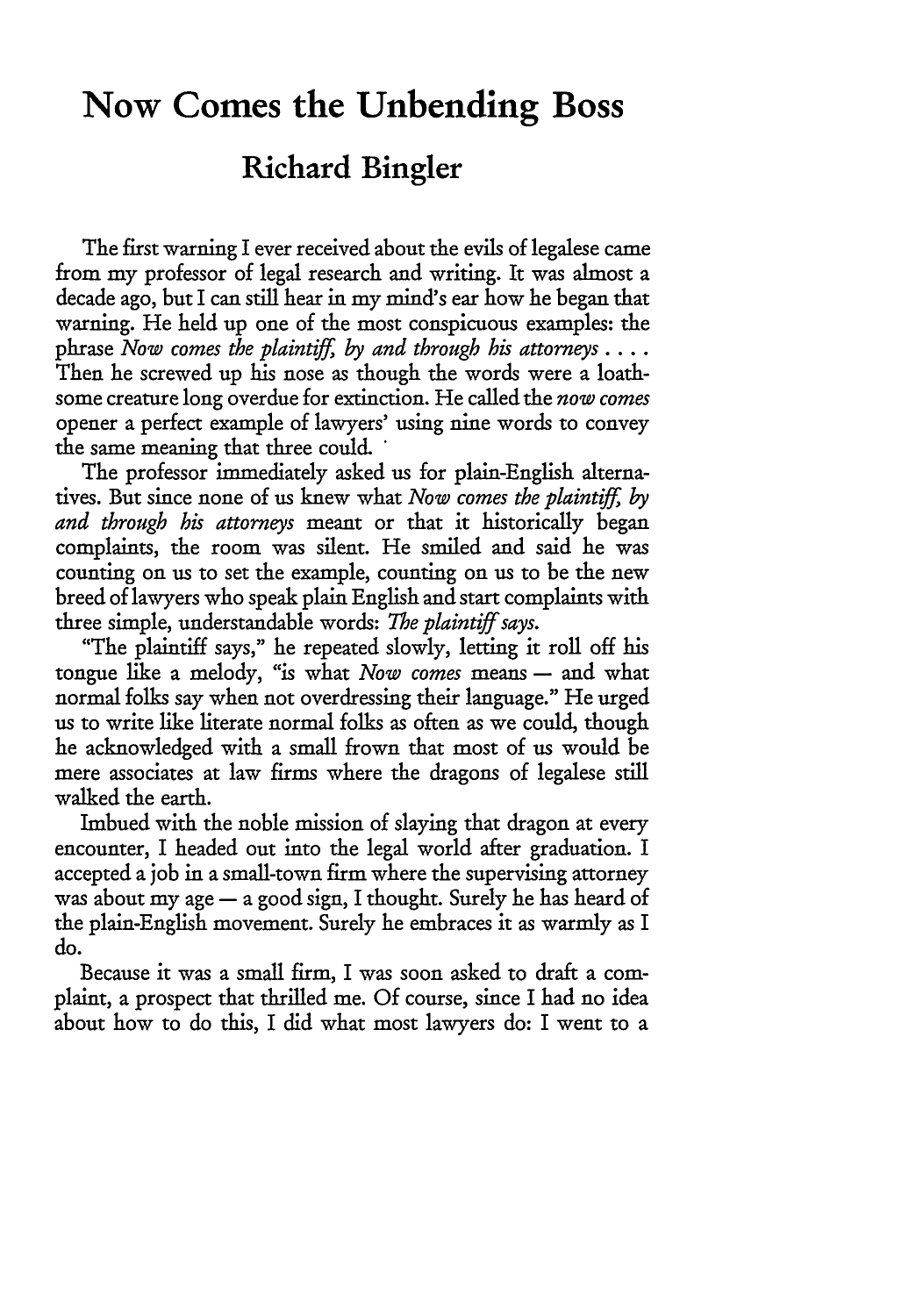# Now Comes the Unbending Boss

## Richard Bingler

The first warning I ever received about the evils of legalese came from my professor of legal research and writing. It was almost a decade ago, but I can still hear in my mind's ear how he began that warning. He held up one of the most conspicuous examples: the phrase *Now comes the plaintiff, by and through his attorneys* . . . . Then he screwed up his nose as though the words were a loathsome creature long overdue for extinction. He called the *now comes* opener a perfect example of lawyers' using nine words to convey the same meaning that three could.

The professor immediately asked us for plain-English alternatives. But since none of us knew what *Now comes the plaintiff, by and through his attorneys* meant or that it historically began complaints, the room was silent. He smiled and said he was counting on us to set the example, counting on us to be the new breed of lawyers who speak plain English and start complaints with three simple, understandable words: *The plaintiff says.*

"The plaintiff says," he repeated slowly, letting it roll off his tongue like a melody, "is what *Now comes* means — and what normal folks say when not overdressing their language." He urged us to write like literate normal folks as often as we could, though he acknowledged with a small frown that most of us would be mere associates at law firms where the dragons of legalese still walked the earth.

Imbued with the noble mission of slaying that dragon at every encounter, I headed out into the legal world after graduation. I accepted a job in a small-town firm where the supervising attorney was about my age — a good sign, I thought. Surely he has heard of the plain-English movement. Surely he embraces it as warmly as I do.

Because it was a small firm, I was soon asked to draft a complaint, a prospect that thrilled me. Of course, since I had no idea about how to do this, I did what most lawyers do: I went to a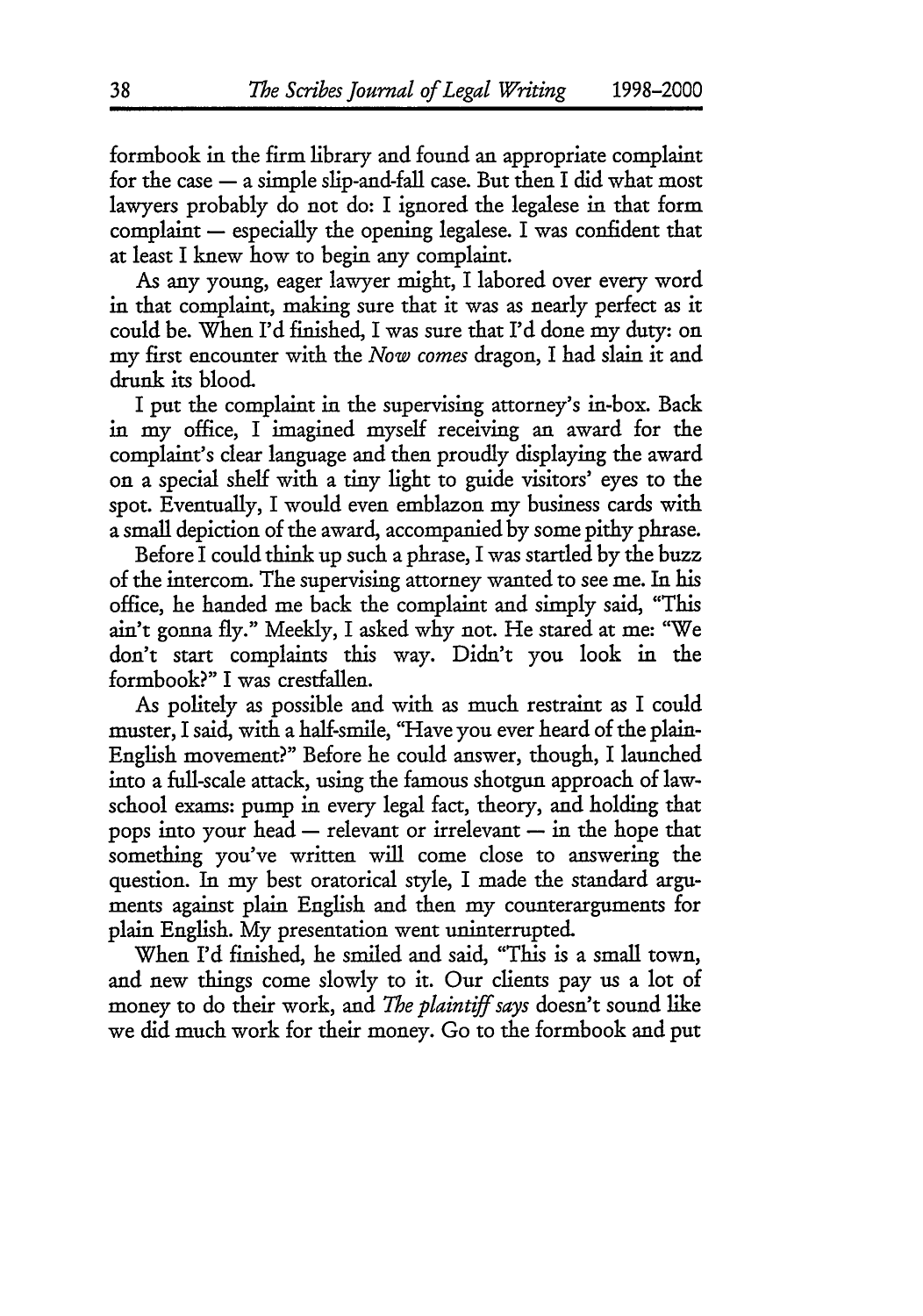formbook in the firm library and found an appropriate complaint for the case — a simple slip-and-fall case. But then I did what most lawyers probably do not do: I ignored the legalese in that form complaint — especially the opening legalese. I was confident that at least I knew how to begin any complaint.

As any young, eager lawyer might, I labored over every word in that complaint, making sure that it was as nearly perfect as it could be. When I'd finished, I was sure that I'd done my duty: on my first encounter with the *Now comes* dragon, I had slain it and drunk its blood.

I put the complaint in the supervising attorney's in-box. Back in my office, I imagined myself receiving an award for the complaint's clear language and then proudly displaying the award on a special shelf with a tiny light to guide visitors' eyes to the spot. Eventually, I would even emblazon my business cards with a small depiction of the award, accompanied by some pithy phrase.

Before I could think up such a phrase, I was startled by the buzz of the intercom. The supervising attorney wanted to see me. In his office, he handed me back the complaint and simply said, "This ain't gonna fly." Meekly, I asked why not. He stared at me: "We don't start complaints this way. Didn't you look in the formbook?" I was crestfallen.

As politely as possible and with as much restraint as I could muster, I said, with a half-smile, "Have you ever heard of the plain-English movement?" Before he could answer, though, I launched into a full-scale attack, using the famous shotgun approach of law-school exams: pump in every legal fact, theory, and holding that pops into your head — relevant or irrelevant — in the hope that something you've written will come close to answering the question. In my best oratorical style, I made the standard arguments against plain English and then my counterarguments for plain English. My presentation went uninterrupted.

When I'd finished, he smiled and said, "This is a small town, and new things come slowly to it. Our clients pay us a lot of money to do their work, and *The plaintiff says* doesn't sound like we did much work for their money. Go to the formbook and put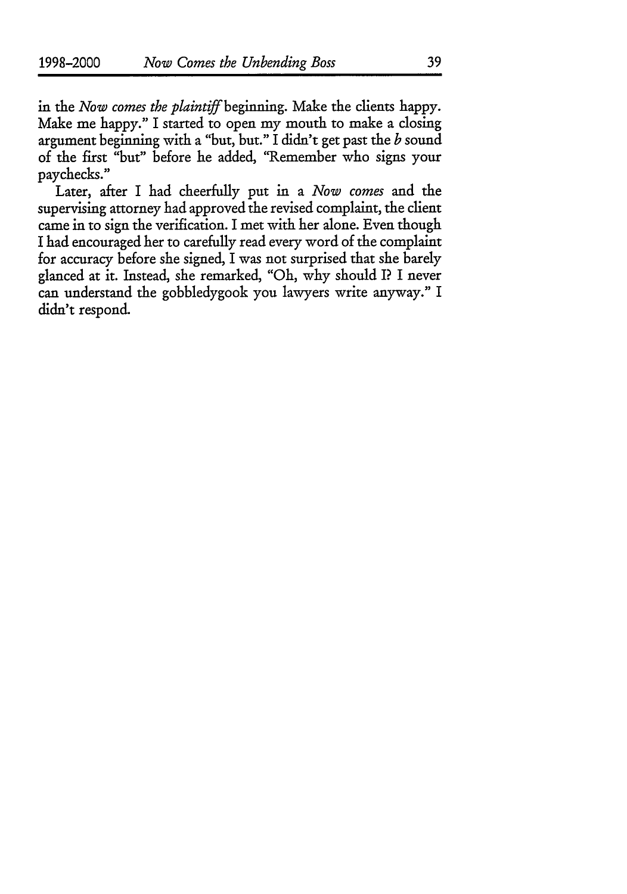in the *Now comes the plaintiff* beginning. Make the clients happy. Make me happy." I started to open my mouth to make a closing argument beginning with a "but, but." I didn't get past the *b* sound of the first "but" before he added, "Remember who signs your paychecks."

Later, after I had cheerfully put in a *Now comes* and the supervising attorney had approved the revised complaint, the client came in to sign the verification. I met with her alone. Even though I had encouraged her to carefully read every word of the complaint for accuracy before she signed, I was not surprised that she barely glanced at it. Instead, she remarked, "Oh, why should I? I never can understand the gobbledygook you lawyers write anyway." I didn't respond.